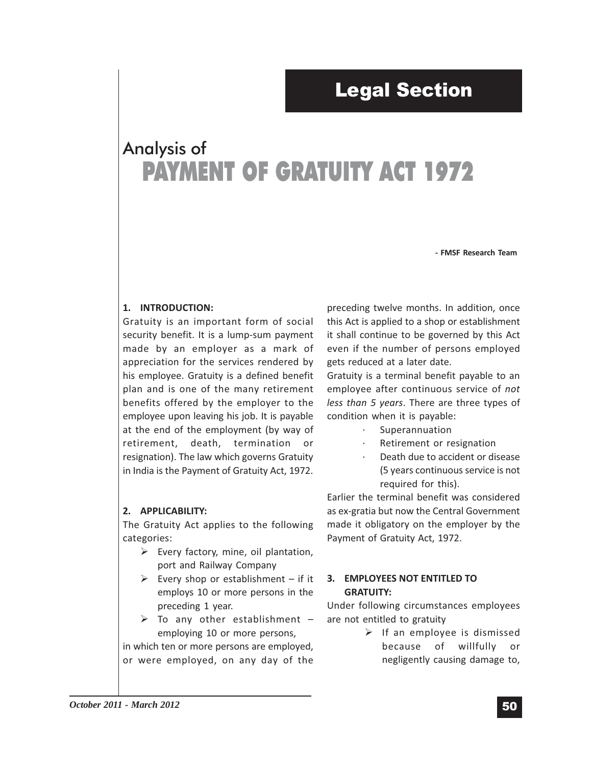# Legal Section

## Analysis of
# PAYMENT OF GRATUITY ACT 1972

**- FMSF Research Team**

### 1. INTRODUCTION:

Gratuity is an important form of social security benefit. It is a lump-sum payment made by an employer as a mark of appreciation for the services rendered by his employee. Gratuity is a defined benefit plan and is one of the many retirement benefits offered by the employer to the employee upon leaving his job. It is payable at the end of the employment (by way of retirement, death, termination or resignation). The law which governs Gratuity in India is the Payment of Gratuity Act, 1972.

### 2. APPLICABILITY:

The Gratuity Act applies to the following categories:

- Every factory, mine, oil plantation, port and Railway Company
- Every shop or establishment – if it employs 10 or more persons in the preceding 1 year.
- To any other establishment – employing 10 or more persons,

in which ten or more persons are employed, or were employed, on any day of the preceding twelve months. In addition, once this Act is applied to a shop or establishment it shall continue to be governed by this Act even if the number of persons employed gets reduced at a later date.

Gratuity is a terminal benefit payable to an employee after continuous service of *not less than 5 years*. There are three types of condition when it is payable:

- Superannuation
- Retirement or resignation
- Death due to accident or disease (5 years continuous service is not required for this).

Earlier the terminal benefit was considered as ex-gratia but now the Central Government made it obligatory on the employer by the Payment of Gratuity Act, 1972.

### 3. EMPLOYEES NOT ENTITLED TO GRATUITY:

Under following circumstances employees are not entitled to gratuity

- If an employee is dismissed because of willfully or negligently causing damage to,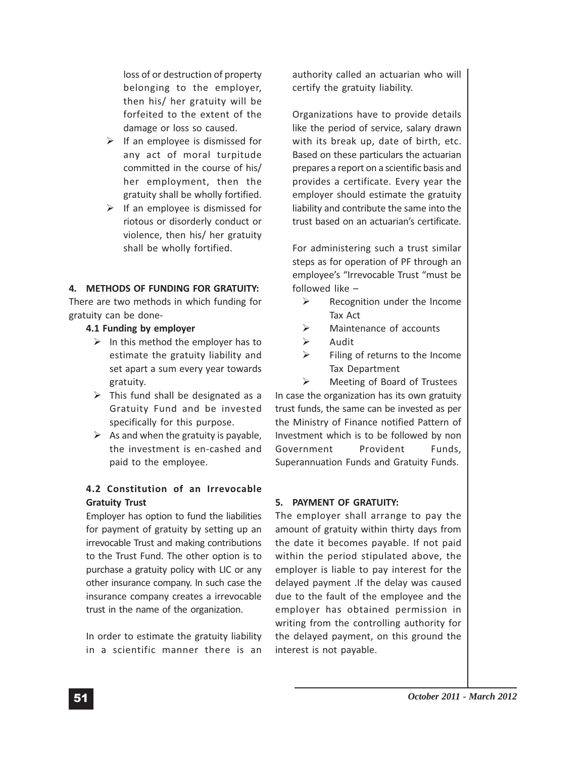loss of or destruction of property belonging to the employer, then his/ her gratuity will be forfeited to the extent of the damage or loss so caused.

- If an employee is dismissed for any act of moral turpitude committed in the course of his/ her employment, then the gratuity shall be wholly fortified.
- If an employee is dismissed for riotous or disorderly conduct or violence, then his/ her gratuity shall be wholly fortified.

## 4. METHODS OF FUNDING FOR GRATUITY:

There are two methods in which funding for gratuity can be done-

### 4.1 Funding by employer

- In this method the employer has to estimate the gratuity liability and set apart a sum every year towards gratuity.
- This fund shall be designated as a Gratuity Fund and be invested specifically for this purpose.
- As and when the gratuity is payable, the investment is en-cashed and paid to the employee.

### 4.2 Constitution of an Irrevocable Gratuity Trust

Employer has option to fund the liabilities for payment of gratuity by setting up an irrevocable Trust and making contributions to the Trust Fund. The other option is to purchase a gratuity policy with LIC or any other insurance company. In such case the insurance company creates a irrevocable trust in the name of the organization.

In order to estimate the gratuity liability in a scientific manner there is an authority called an actuarian who will certify the gratuity liability.

Organizations have to provide details like the period of service, salary drawn with its break up, date of birth, etc. Based on these particulars the actuarian prepares a report on a scientific basis and provides a certificate. Every year the employer should estimate the gratuity liability and contribute the same into the trust based on an actuarian's certificate.

For administering such a trust similar steps as for operation of PF through an employee's "Irrevocable Trust "must be followed like –

- Recognition under the Income Tax Act
- Maintenance of accounts
- Audit
- Filing of returns to the Income Tax Department
- Meeting of Board of Trustees

In case the organization has its own gratuity trust funds, the same can be invested as per the Ministry of Finance notified Pattern of Investment which is to be followed by non Government Provident Funds, Superannuation Funds and Gratuity Funds.

## 5. PAYMENT OF GRATUITY:

The employer shall arrange to pay the amount of gratuity within thirty days from the date it becomes payable. If not paid within the period stipulated above, the employer is liable to pay interest for the delayed payment .If the delay was caused due to the fault of the employee and the employer has obtained permission in writing from the controlling authority for the delayed payment, on this ground the interest is not payable.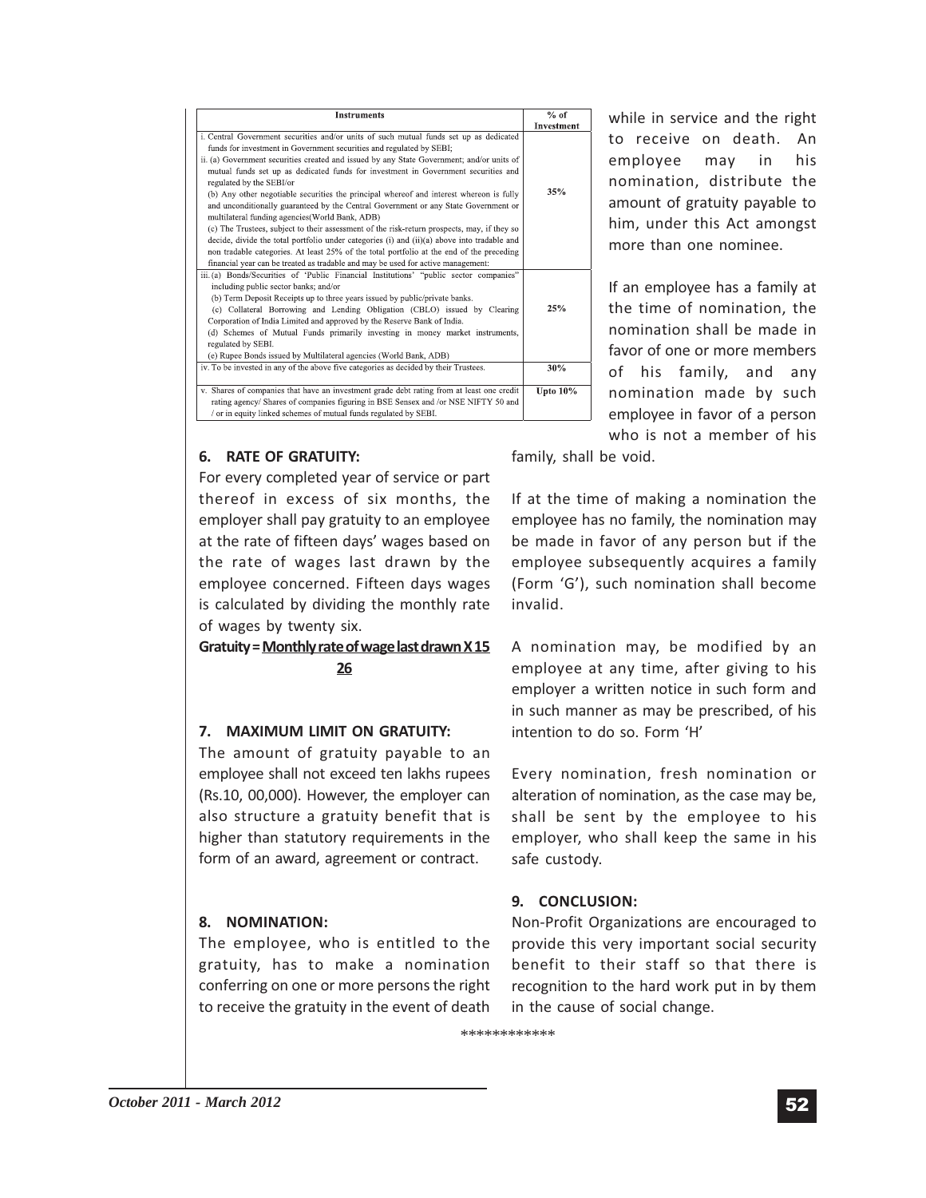| Instruments | % of Investment |
|---|---|
| i. Central Government securities and/or units of such mutual funds set up as dedicated funds for investment in Government securities and regulated by SEBI;<br>ii. (a) Government securities created and issued by any State Government; and/or units of mutual funds set up as dedicated funds for investment in Government securities and regulated by the SEBI/or<br>(b) Any other negotiable securities the principal whereof and interest whereon is fully and unconditionally guaranteed by the Central Government or any State Government or multilateral funding agencies(World Bank, ADB)<br>(c) The Trustees, subject to their assessment of the risk-return prospects, may, if they so decide, divide the total portfolio under categories (i) and (ii)(a) above into tradable and non tradable categories. At least 25% of the total portfolio at the end of the preceding financial year can be treated as tradable and may be used for active management: | 35% |
| iii. (a) Bonds/Securities of 'Public Financial Institutions' "public sector companies" including public sector banks; and/or<br>(b) Term Deposit Receipts up to three years issued by public/private banks.<br>(c) Collateral Borrowing and Lending Obligation (CBLO) issued by Clearing Corporation of India Limited and approved by the Reserve Bank of India.<br>(d) Schemes of Mutual Funds primarily investing in money market instruments, regulated by SEBI.<br>(e) Rupee Bonds issued by Multilateral agencies (World Bank, ADB) | 25% |
| iv. To be invested in any of the above five categories as decided by their Trustees. | 30% |
| v. Shares of companies that have an investment grade debt rating from at least one credit rating agency/ Shares of companies figuring in BSE Sensex and /or NSE NIFTY 50 and / or in equity linked schemes of mutual funds regulated by SEBI. | Upto 10% |

## 6. RATE OF GRATUITY:

For every completed year of service or part thereof in excess of six months, the employer shall pay gratuity to an employee at the rate of fifteen days' wages based on the rate of wages last drawn by the employee concerned. Fifteen days wages is calculated by dividing the monthly rate of wages by twenty six.

$$\text{Gratuity} = \frac{\text{Monthly rate of wage last drawn} \times 15}{26}$$

## 7. MAXIMUM LIMIT ON GRATUITY:

The amount of gratuity payable to an employee shall not exceed ten lakhs rupees (Rs.10, 00,000). However, the employer can also structure a gratuity benefit that is higher than statutory requirements in the form of an award, agreement or contract.

## 8. NOMINATION:

The employee, who is entitled to the gratuity, has to make a nomination conferring on one or more persons the right to receive the gratuity in the event of death while in service and the right to receive on death. An employee may in his nomination, distribute the amount of gratuity payable to him, under this Act amongst more than one nominee.

If an employee has a family at the time of nomination, the nomination shall be made in favor of one or more members of his family, and any nomination made by such employee in favor of a person who is not a member of his family, shall be void.

If at the time of making a nomination the employee has no family, the nomination may be made in favor of any person but if the employee subsequently acquires a family (Form 'G'), such nomination shall become invalid.

A nomination may, be modified by an employee at any time, after giving to his employer a written notice in such form and in such manner as may be prescribed, of his intention to do so. Form 'H'

Every nomination, fresh nomination or alteration of nomination, as the case may be, shall be sent by the employee to his employer, who shall keep the same in his safe custody.

## 9. CONCLUSION:

Non-Profit Organizations are encouraged to provide this very important social security benefit to their staff so that there is recognition to the hard work put in by them in the cause of social change.

************